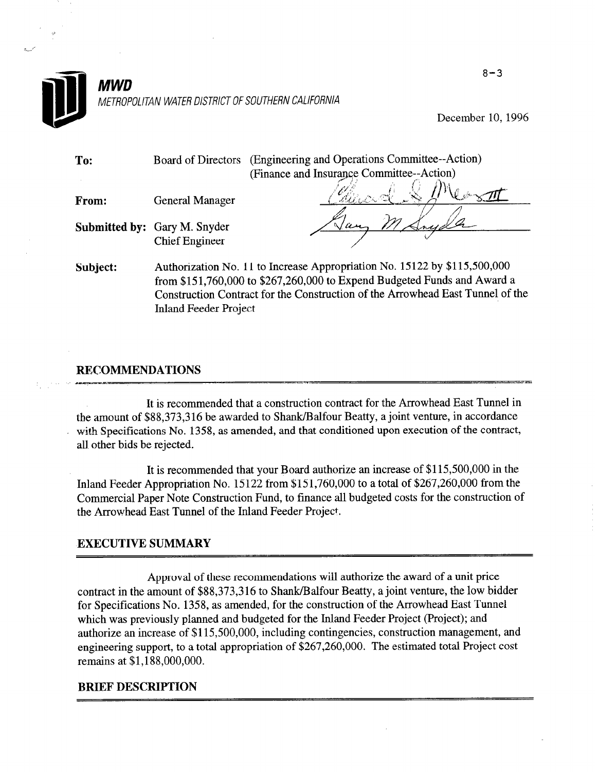8-3

**MWD**

*METROPOLITAN WATER DISTRICT OF SOUTHERN CALIFORNIA*

December 10, 1996

**To:** Board of Directors (Engineering and Operations Committee--Action) (Finance and Insurance Committee--Action)

**From:** General Manager

**Submitted by:** Gary M. Snyder, Chief Engineer

**Subject:** Authorization No. 11 to Increase Appropriation No. 15122 by $115,500,000 from $151,760,000 to $267,260,000 to Expend Budgeted Funds and Award a Construction Contract for the Construction of the Arrowhead East Tunnel of the Inland Feeder Project

## RECOMMENDATIONS

It is recommended that a construction contract for the Arrowhead East Tunnel in the amount of $88,373,316 be awarded to Shank/Balfour Beatty, a joint venture, in accordance with Specifications No. 1358, as amended, and that conditioned upon execution of the contract, all other bids be rejected.

It is recommended that your Board authorize an increase of $115,500,000 in the Inland Feeder Appropriation No. 15122 from $151,760,000 to a total of $267,260,000 from the Commercial Paper Note Construction Fund, to finance all budgeted costs for the construction of the Arrowhead East Tunnel of the Inland Feeder Project.

## EXECUTIVE SUMMARY

Approval of these recommendations will authorize the award of a unit price contract in the amount of $88,373,316 to Shank/Balfour Beatty, a joint venture, the low bidder for Specifications No. 1358, as amended, for the construction of the Arrowhead East Tunnel which was previously planned and budgeted for the Inland Feeder Project (Project); and authorize an increase of $115,500,000, including contingencies, construction management, and engineering support, to a total appropriation of $267,260,000. The estimated total Project cost remains at $1,188,000,000.

## BRIEF DESCRIPTION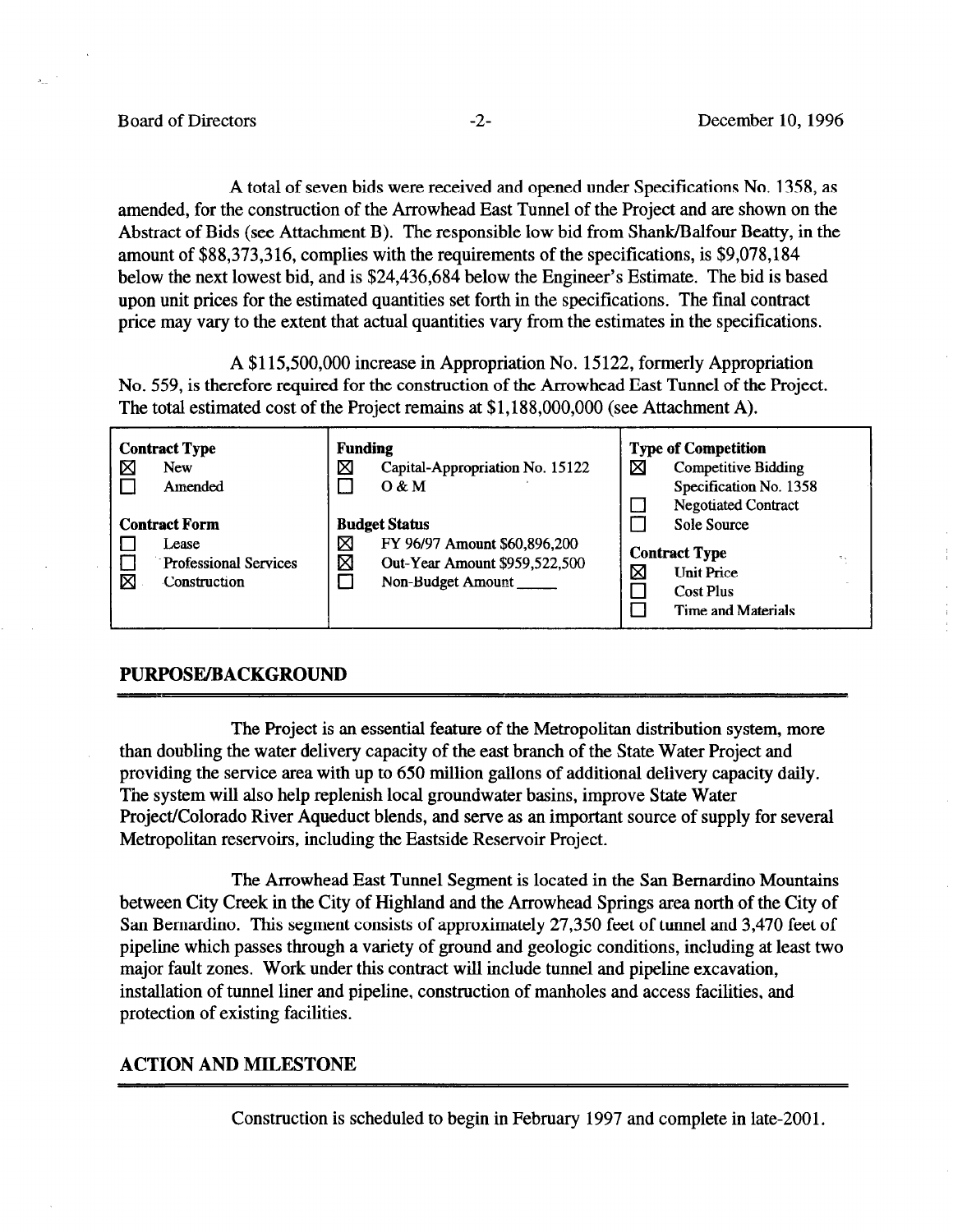A total of seven bids were received and opened under Specifications No. 1358, as amended, for the construction of the Arrowhead East Tunnel of the Project and are shown on the Abstract of Bids (see Attachment B). The responsible low bid from Shank/Balfour Beatty, in the amount of $88,373,316, complies with the requirements of the specifications, is $9,078,184 below the next lowest bid, and is $24,436,684 below the Engineer's Estimate. The bid is based upon unit prices for the estimated quantities set forth in the specifications. The final contract price may vary to the extent that actual quantities vary from the estimates in the specifications.

A $115,500,000 increase in Appropriation No. 15122, formerly Appropriation No. 559, is therefore required for the construction of the Arrowhead East Tunnel of the Project. The total estimated cost of the Project remains at $1,188,000,000 (see Attachment A).

| Contract Type | Funding | Type of Competition |
|---|---|---|
| ☒ New | ☒ Capital-Appropriation No. 15122 | ☒ Competitive Bidding Specification No. 1358 |
| ☐ Amended | ☐ O & M | ☐ Negotiated Contract |
| **Contract Form** | **Budget Status** | ☐ Sole Source |
| ☐ Lease | ☒ FY 96/97 Amount $60,896,200 | **Contract Type** |
| ☐ Professional Services | ☒ Out-Year Amount $959,522,500 | ☒ Unit Price |
| ☒ Construction | ☐ Non-Budget Amount _____ | ☐ Cost Plus |
| | | ☐ Time and Materials |

## PURPOSE/BACKGROUND

The Project is an essential feature of the Metropolitan distribution system, more than doubling the water delivery capacity of the east branch of the State Water Project and providing the service area with up to 650 million gallons of additional delivery capacity daily. The system will also help replenish local groundwater basins, improve State Water Project/Colorado River Aqueduct blends, and serve as an important source of supply for several Metropolitan reservoirs, including the Eastside Reservoir Project.

The Arrowhead East Tunnel Segment is located in the San Bernardino Mountains between City Creek in the City of Highland and the Arrowhead Springs area north of the City of San Bernardino. This segment consists of approximately 27,350 feet of tunnel and 3,470 feet of pipeline which passes through a variety of ground and geologic conditions, including at least two major fault zones. Work under this contract will include tunnel and pipeline excavation, installation of tunnel liner and pipeline, construction of manholes and access facilities, and protection of existing facilities.

## ACTION AND MILESTONE

Construction is scheduled to begin in February 1997 and complete in late-2001.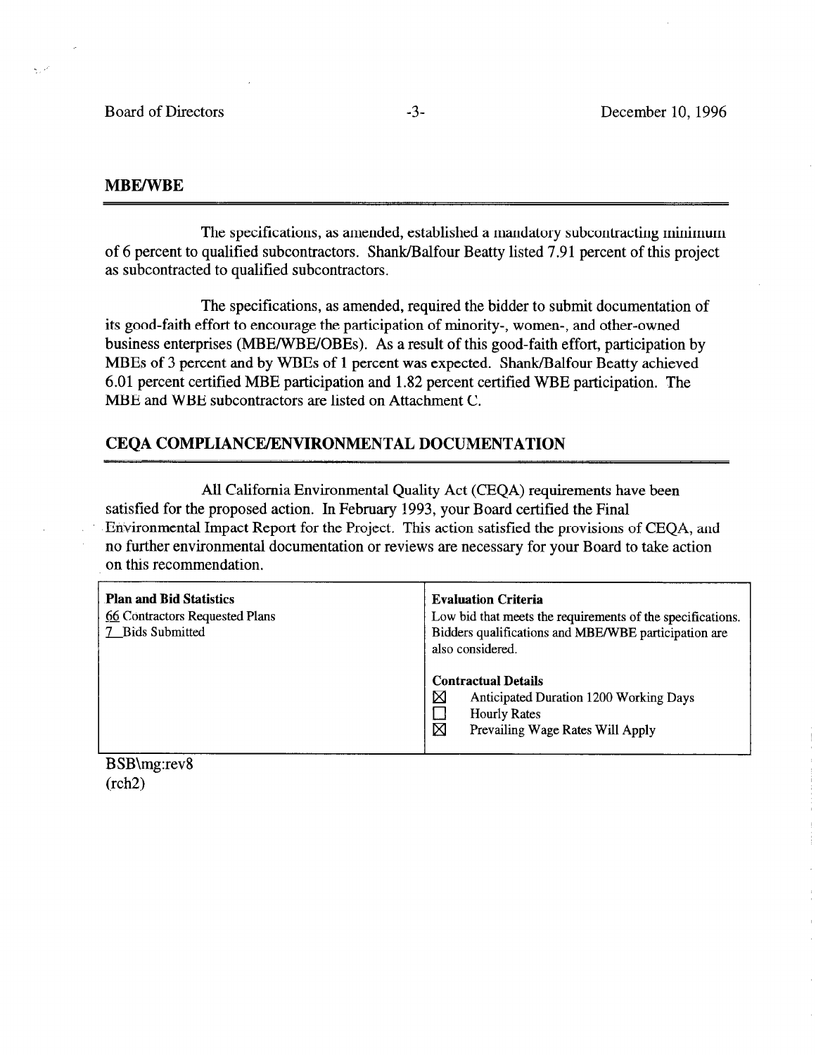## MBE/WBE

The specifications, as amended, established a mandatory subcontracting minimum of 6 percent to qualified subcontractors. Shank/Balfour Beatty listed 7.91 percent of this project as subcontracted to qualified subcontractors.

The specifications, as amended, required the bidder to submit documentation of its good-faith effort to encourage the participation of minority-, women-, and other-owned business enterprises (MBE/WBE/OBEs). As a result of this good-faith effort, participation by MBEs of 3 percent and by WBEs of 1 percent was expected. Shank/Balfour Beatty achieved 6.01 percent certified MBE participation and 1.82 percent certified WBE participation. The MBE and WBE subcontractors are listed on Attachment C.

## CEQA COMPLIANCE/ENVIRONMENTAL DOCUMENTATION

All California Environmental Quality Act (CEQA) requirements have been satisfied for the proposed action. In February 1993, your Board certified the Final Environmental Impact Report for the Project. This action satisfied the provisions of CEQA, and no further environmental documentation or reviews are necessary for your Board to take action on this recommendation.

| **Plan and Bid Statistics** | **Evaluation Criteria** |
|---|---|
| 66 Contractors Requested Plans<br>7 Bids Submitted | Low bid that meets the requirements of the specifications. Bidders qualifications and MBE/WBE participation are also considered.<br><br>**Contractual Details**<br>☒ Anticipated Duration 1200 Working Days<br>☐ Hourly Rates<br>☒ Prevailing Wage Rates Will Apply |

BSB\mg:rev8
(rch2)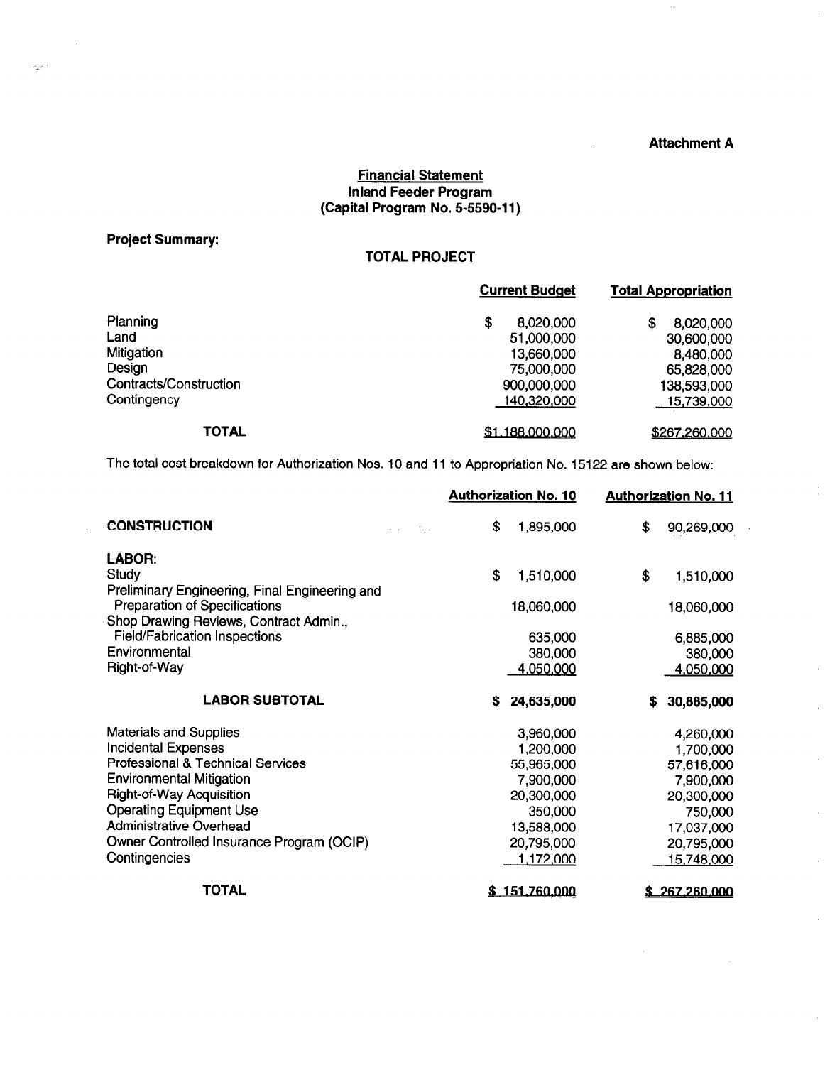**Attachment A**

## Financial Statement
### Inland Feeder Program
### (Capital Program No. 5-5590-11)

**Project Summary:**

**TOTAL PROJECT**

| | Current Budget | Total Appropriation |
|---|---|---|
| Planning | $ 8,020,000 | $ 8,020,000 |
| Land | 51,000,000 | 30,600,000 |
| Mitigation | 13,660,000 | 8,480,000 |
| Design | 75,000,000 | 65,828,000 |
| Contracts/Construction | 900,000,000 | 138,593,000 |
| Contingency | 140,320,000 | 15,739,000 |
| **TOTAL** | $1,188,000,000 | $267,260,000 |

The total cost breakdown for Authorization Nos. 10 and 11 to Appropriation No. 15122 are shown below:

| | Authorization No. 10 | Authorization No. 11 |
|---|---|---|
| **CONSTRUCTION** | $ 1,895,000 | $ 90,269,000 |
| **LABOR:** | | |
| Study | $ 1,510,000 | $ 1,510,000 |
| Preliminary Engineering, Final Engineering and Preparation of Specifications | 18,060,000 | 18,060,000 |
| Shop Drawing Reviews, Contract Admin., Field/Fabrication Inspections | 635,000 | 6,885,000 |
| Environmental | 380,000 | 380,000 |
| Right-of-Way | 4,050,000 | 4,050,000 |
| **LABOR SUBTOTAL** | **$ 24,635,000** | **$ 30,885,000** |
| Materials and Supplies | 3,960,000 | 4,260,000 |
| Incidental Expenses | 1,200,000 | 1,700,000 |
| Professional & Technical Services | 55,965,000 | 57,616,000 |
| Environmental Mitigation | 7,900,000 | 7,900,000 |
| Right-of-Way Acquisition | 20,300,000 | 20,300,000 |
| Operating Equipment Use | 350,000 | 750,000 |
| Administrative Overhead | 13,588,000 | 17,037,000 |
| Owner Controlled Insurance Program (OCIP) | 20,795,000 | 20,795,000 |
| Contingencies | 1,172,000 | 15,748,000 |
| **TOTAL** | $ 151,760,000 | $ 267,260,000 |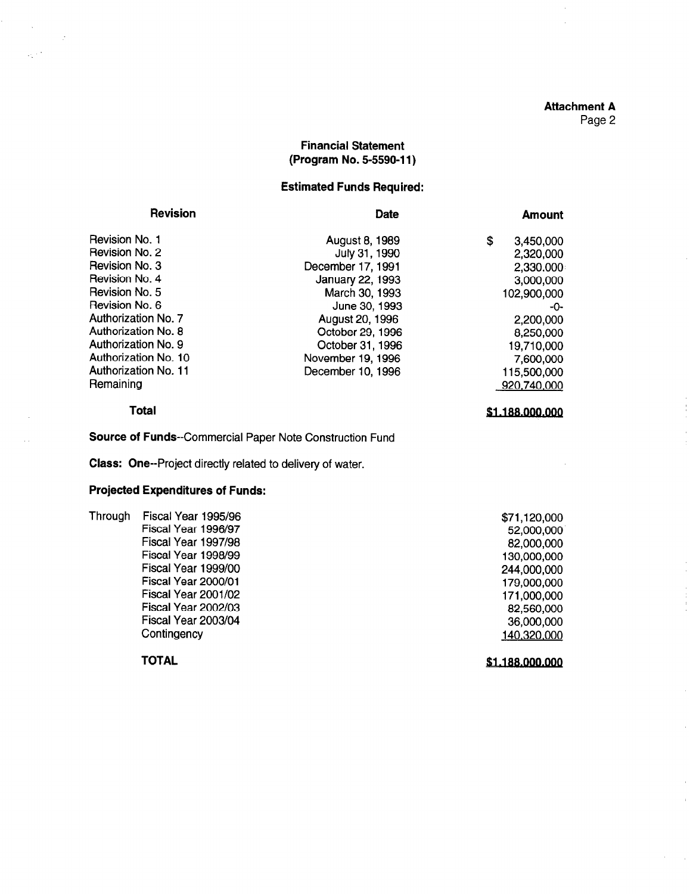**Attachment A**
Page 2

## Financial Statement
## (Program No. 5-5590-11)

### Estimated Funds Required:

| Revision | Date | Amount |
|---|---|---|
| Revision No. 1 | August 8, 1989 | $ 3,450,000 |
| Revision No. 2 | July 31, 1990 | 2,320,000 |
| Revision No. 3 | December 17, 1991 | 2,330,000 |
| Revision No. 4 | January 22, 1993 | 3,000,000 |
| Revision No. 5 | March 30, 1993 | 102,900,000 |
| Revision No. 6 | June 30, 1993 | -0- |
| Authorization No. 7 | August 20, 1996 | 2,200,000 |
| Authorization No. 8 | October 29, 1996 | 8,250,000 |
| Authorization No. 9 | October 31, 1996 | 19,710,000 |
| Authorization No. 10 | November 19, 1996 | 7,600,000 |
| Authorization No. 11 | December 10, 1996 | 115,500,000 |
| Remaining | | 920,740,000 |
| **Total** | | **$1,188,000,000** |

**Source of Funds**--Commercial Paper Note Construction Fund

**Class: One**--Project directly related to delivery of water.

### Projected Expenditures of Funds:

| | | |
|---|---|---|
| Through | Fiscal Year 1995/96 | $71,120,000 |
| | Fiscal Year 1996/97 | 52,000,000 |
| | Fiscal Year 1997/98 | 82,000,000 |
| | Fiscal Year 1998/99 | 130,000,000 |
| | Fiscal Year 1999/00 | 244,000,000 |
| | Fiscal Year 2000/01 | 179,000,000 |
| | Fiscal Year 2001/02 | 171,000,000 |
| | Fiscal Year 2002/03 | 82,560,000 |
| | Fiscal Year 2003/04 | 36,000,000 |
| | Contingency | 140,320,000 |
| **TOTAL** | | **$1,188,000,000** |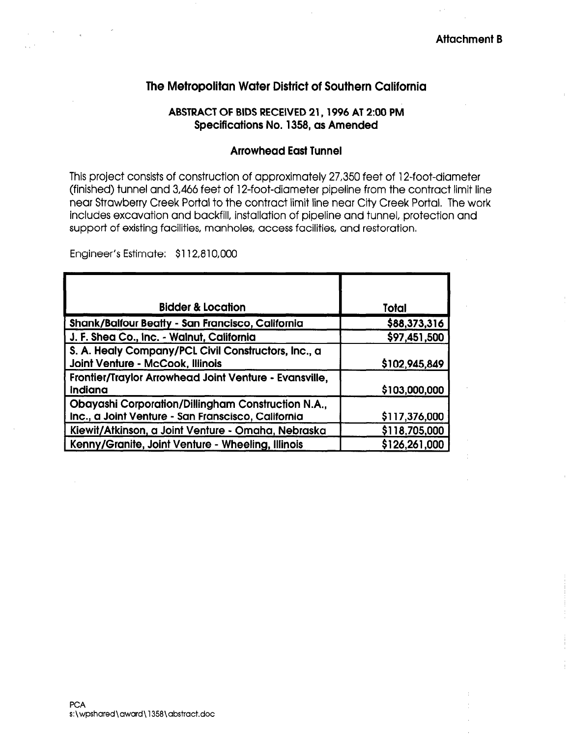**Attachment B**

# The Metropolitan Water District of Southern California

## ABSTRACT OF BIDS RECEIVED 21, 1996 AT 2:00 PM
## Specifications No. 1358, as Amended

### Arrowhead East Tunnel

This project consists of construction of approximately 27,350 feet of 12-foot-diameter (finished) tunnel and 3,466 feet of 12-foot-diameter pipeline from the contract limit line near Strawberry Creek Portal to the contract limit line near City Creek Portal. The work includes excavation and backfill, installation of pipeline and tunnel, protection and support of existing facilities, manholes, access facilities, and restoration.

Engineer's Estimate: $112,810,000

| Bidder & Location | Total |
|---|---|
| **Shank/Balfour Beatty - San Francisco, California** | **$88,373,316** |
| **J. F. Shea Co., Inc. - Walnut, California** | **$97,451,500** |
| **S. A. Healy Company/PCL Civil Constructors, Inc., a Joint Venture - McCook, Illinois** | **$102,945,849** |
| **Frontier/Traylor Arrowhead Joint Venture - Evansville, Indiana** | **$103,000,000** |
| **Obayashi Corporation/Dillingham Construction N.A., Inc., a Joint Venture - San Franscisco, California** | **$117,376,000** |
| **Kiewit/Atkinson, a Joint Venture - Omaha, Nebraska** | **$118,705,000** |
| **Kenny/Granite, Joint Venture - Wheeling, Illinois** | **$126,261,000** |

PCA
s:\wpshared\award\1358\abstract.doc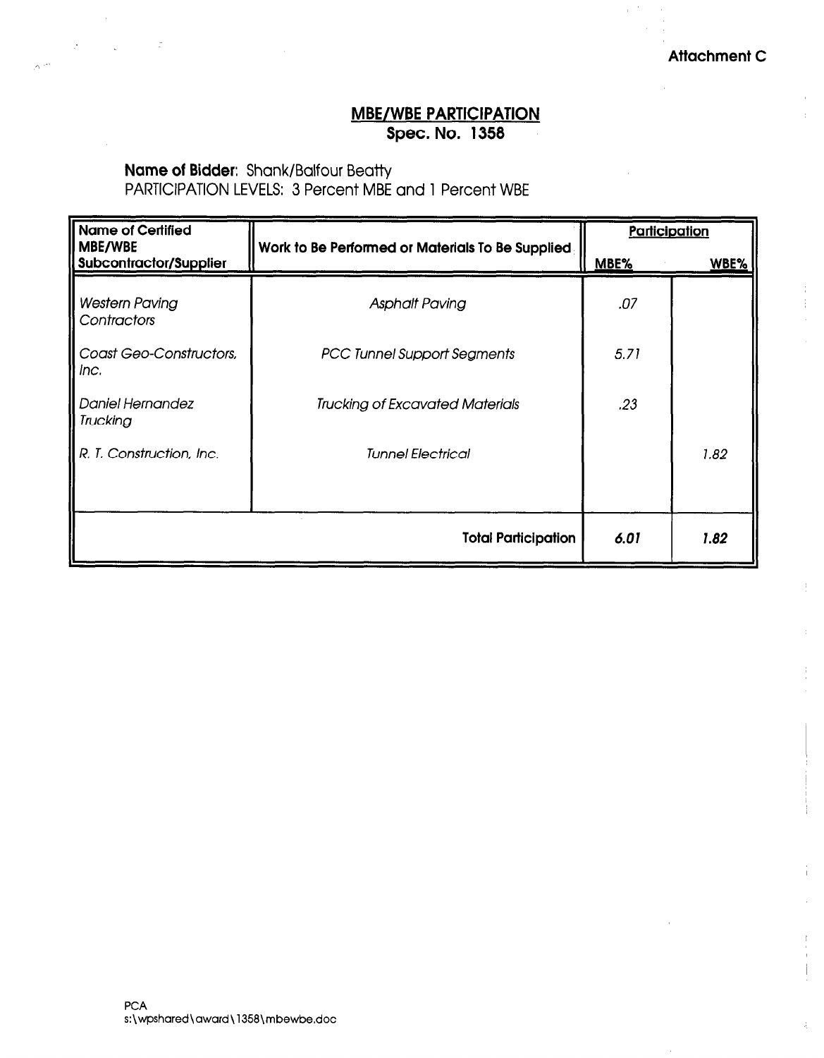Attachment C

## MBE/WBE PARTICIPATION
**Spec. No. 1358**

**Name of Bidder**: Shank/Balfour Beatty
PARTICIPATION LEVELS: 3 Percent MBE and 1 Percent WBE

| Name of Certified MBE/WBE Subcontractor/Supplier | Work to Be Performed or Materials To Be Supplied | Participation | |
|---|---|---|---|
| | | MBE% | WBE% |
| *Western Paving Contractors* | *Asphalt Paving* | *.07* | |
| *Coast Geo-Constructors, Inc.* | *PCC Tunnel Support Segments* | *5.71* | |
| *Daniel Hernandez Trucking* | *Trucking of Excavated Materials* | *.23* | |
| *R. T. Construction, Inc.* | *Tunnel Electrical* | | *1.82* |
| | **Total Participation** | ***6.01*** | ***1.82*** |

PCA
s:\wpshared\award\1358\mbewbe.doc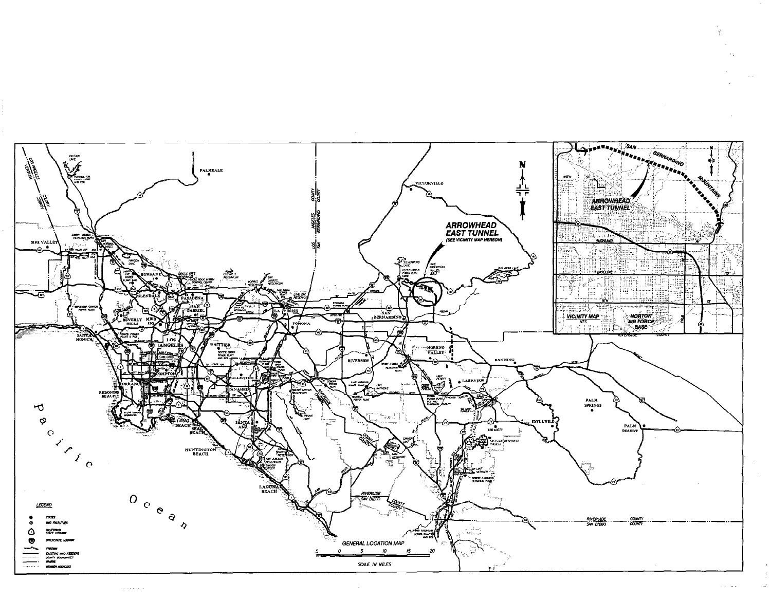ARROWHEAD
EAST TUNNEL
(SEE VICINITY MAP HEREON)

VICINITY MAP
NTS

ARROWHEAD
EAST TUNNEL

SAN BERNARDINO MOUNTAINS

NORTON AIR FORCE BASE

GENERAL LOCATION MAP

5 0 5 10 15 20

SCALE IN MILES

LEGEND

CITIES
MWD FACILITIES
CALIFORNIA STATE HIGHWAY
INTERSTATE HIGHWAY
FREEWAY
EXISTING MWD FEEDERS
COUNTY BOUNDARIES
RIVERS
MEMBER AGENCIES

Pacific Ocean